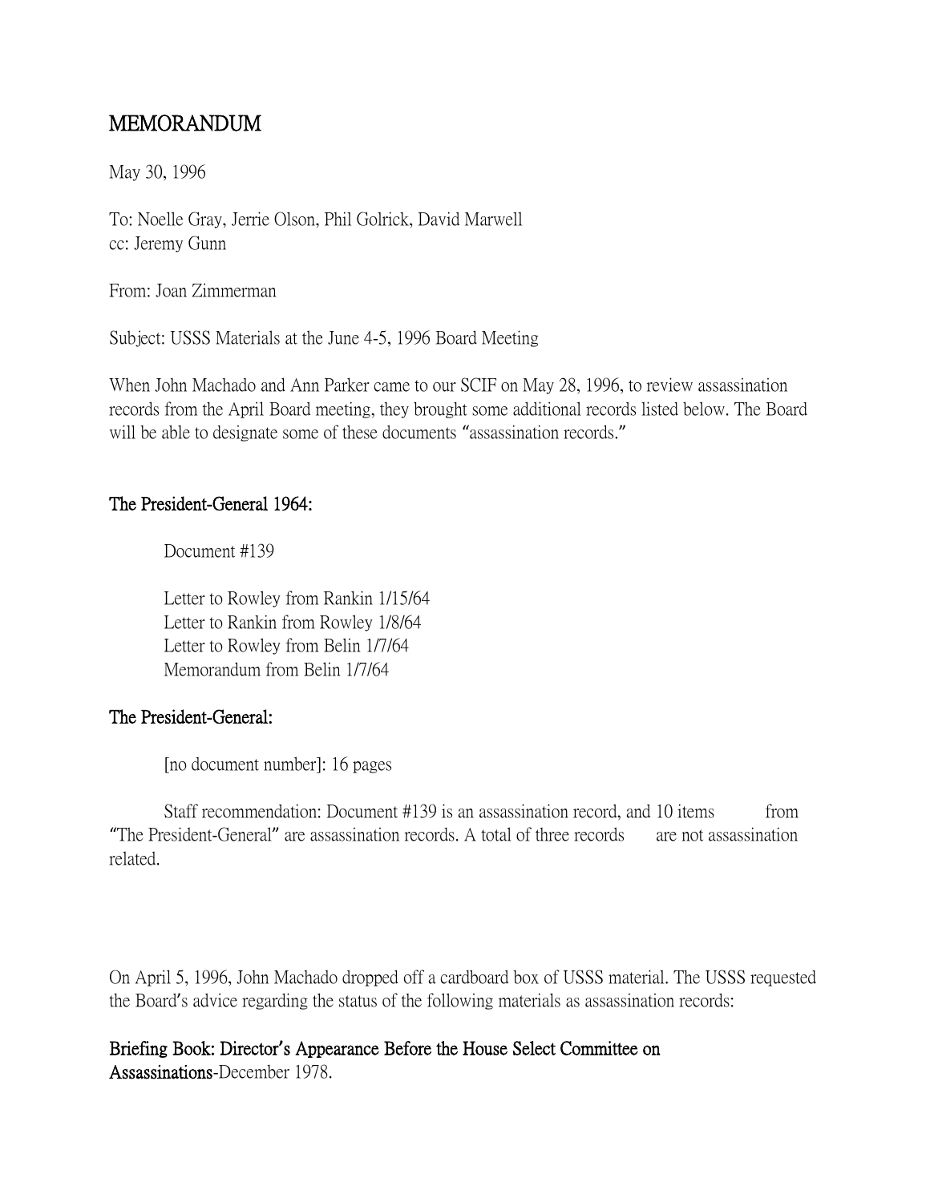# MEMORANDUM

May 30, 1996

To: Noelle Gray, Jerrie Olson, Phil Golrick, David Marwell
cc: Jeremy Gunn

From: Joan Zimmerman

Subject: USSS Materials at the June 4-5, 1996 Board Meeting

When John Machado and Ann Parker came to our SCIF on May 28, 1996, to review assassination records from the April Board meeting, they brought some additional records listed below. The Board will be able to designate some of these documents "assassination records."

**The President-General 1964:**

Document #139

Letter to Rowley from Rankin 1/15/64
Letter to Rankin from Rowley 1/8/64
Letter to Rowley from Belin 1/7/64
Memorandum from Belin 1/7/64

**The President-General:**

[no document number]: 16 pages

Staff recommendation: Document #139 is an assassination record, and 10 items from "The President-General" are assassination records. A total of three records are not assassination related.

On April 5, 1996, John Machado dropped off a cardboard box of USSS material. The USSS requested the Board's advice regarding the status of the following materials as assassination records:

**Briefing Book: Director's Appearance Before the House Select Committee on Assassinations**-December 1978.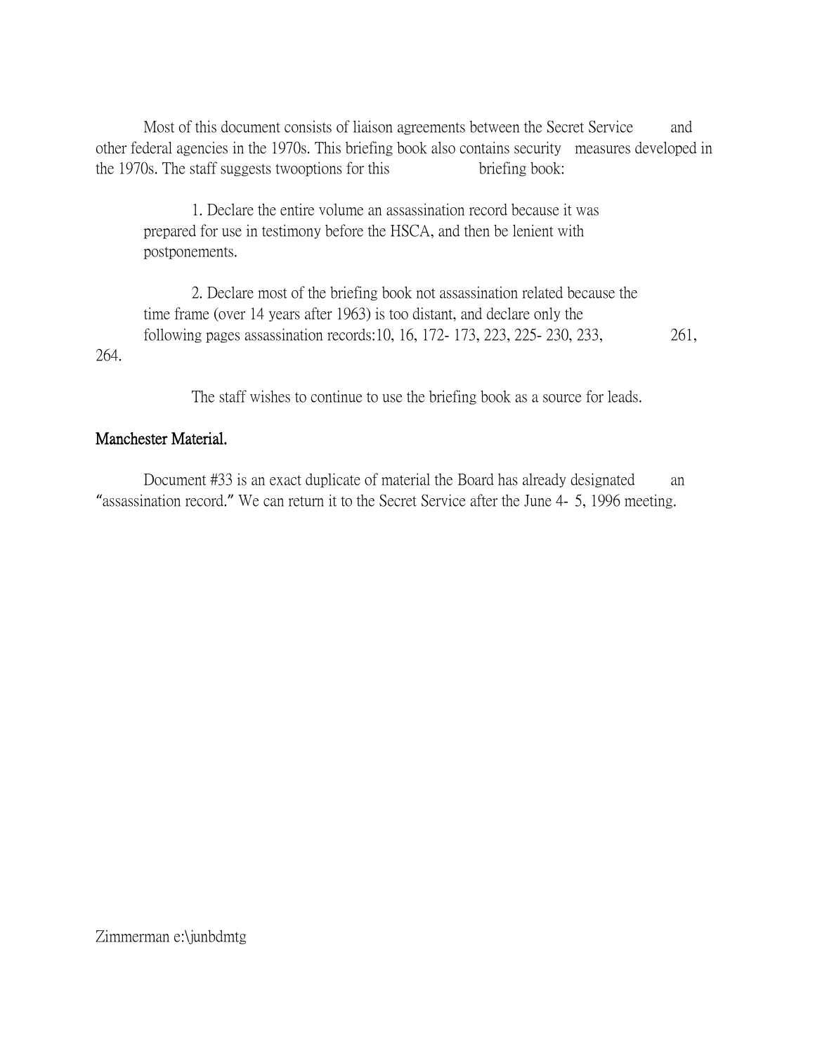Most of this document consists of liaison agreements between the Secret Service and other federal agencies in the 1970s. This briefing book also contains security measures developed in the 1970s. The staff suggests twooptions for this briefing book:

> 1. Declare the entire volume an assassination record because it was prepared for use in testimony before the HSCA, and then be lenient with postponements.
>
> 2. Declare most of the briefing book not assassination related because the time frame (over 14 years after 1963) is too distant, and declare only the following pages assassination records:10, 16, 172- 173, 223, 225- 230, 233, 261, 264.

The staff wishes to continue to use the briefing book as a source for leads.

**Manchester Material.**

Document #33 is an exact duplicate of material the Board has already designated an "assassination record." We can return it to the Secret Service after the June 4- 5, 1996 meeting.

Zimmerman e:\junbdmtg